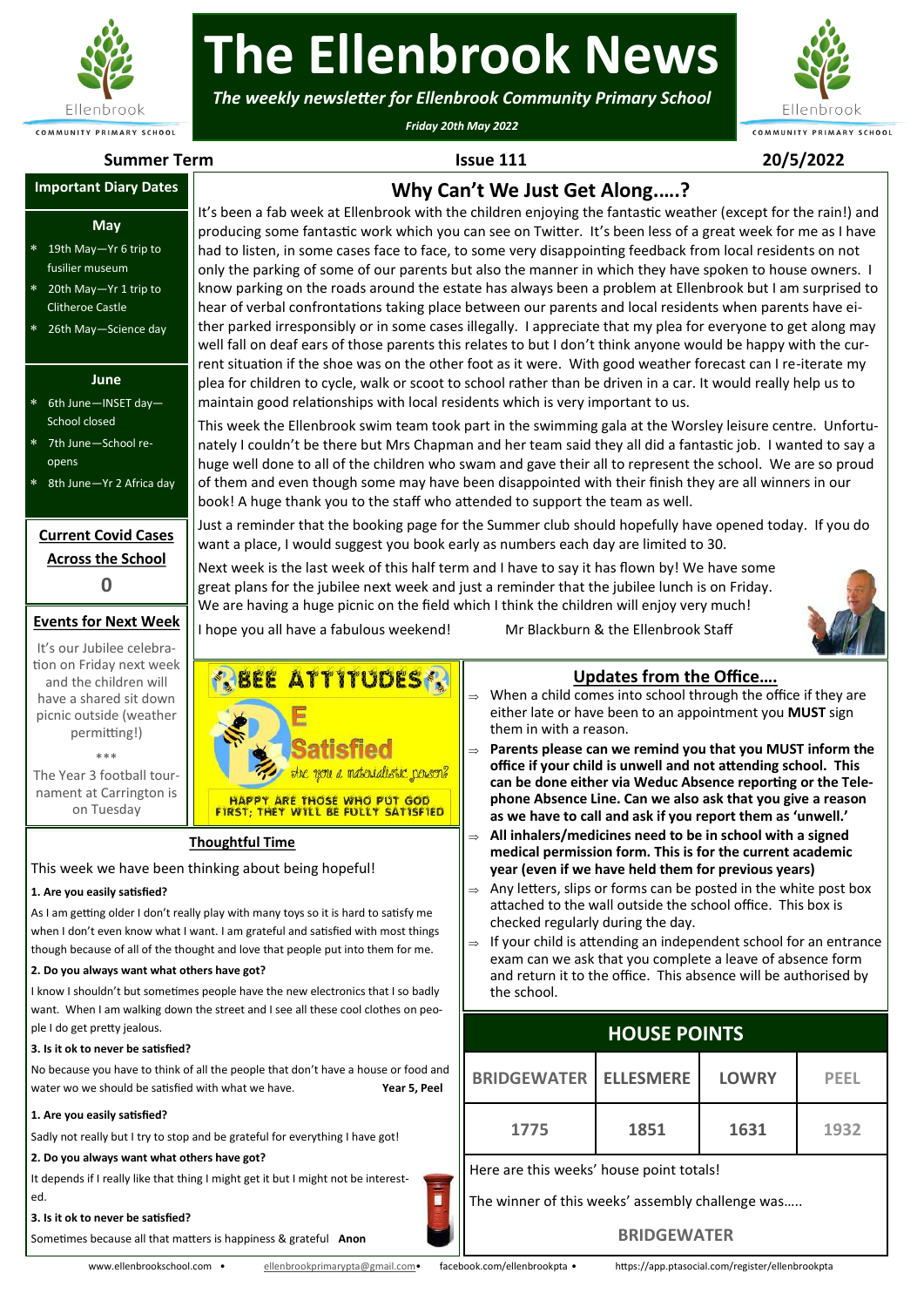# The Ellenbrook News

*The weekly newsletter for Ellenbrook Community Primary School*

*Friday 20th May 2022*

**Summer Term** | **Issue 111** | **20/5/2022**

## Why Can't We Just Get Along…..?

It's been a fab week at Ellenbrook with the children enjoying the fantastic weather (except for the rain!) and producing some fantastic work which you can see on Twitter. It's been less of a great week for me as I have had to listen, in some cases face to face, to some very disappointing feedback from local residents on not only the parking of some of our parents but also the manner in which they have spoken to house owners. I know parking on the roads around the estate has always been a problem at Ellenbrook but I am surprised to hear of verbal confrontations taking place between our parents and local residents when parents have either parked irresponsibly or in some cases illegally. I appreciate that my plea for everyone to get along may well fall on deaf ears of those parents this relates to but I don't think anyone would be happy with the current situation if the shoe was on the other foot as it were. With good weather forecast can I re-iterate my plea for children to cycle, walk or scoot to school rather than be driven in a car. It would really help us to maintain good relationships with local residents which is very important to us.

This week the Ellenbrook swim team took part in the swimming gala at the Worsley leisure centre. Unfortunately I couldn't be there but Mrs Chapman and her team said they all did a fantastic job. I wanted to say a huge well done to all of the children who swam and gave their all to represent the school. We are so proud of them and even though some may have been disappointed with their finish they are all winners in our book! A huge thank you to the staff who attended to support the team as well.

Just a reminder that the booking page for the Summer club should hopefully have opened today. If you do want a place, I would suggest you book early as numbers each day are limited to 30.

Next week is the last week of this half term and I have to say it has flown by! We have some great plans for the jubilee next week and just a reminder that the jubilee lunch is on Friday. We are having a huge picnic on the field which I think the children will enjoy very much!

I hope you all have a fabulous weekend! Mr Blackburn & the Ellenbrook Staff

### Important Diary Dates

**May**

- 19th May—Yr 6 trip to fusilier museum
- 20th May—Yr 1 trip to Clitheroe Castle
- 26th May—Science day

**June**

- 6th June—INSET day—School closed
- 7th June—School re-opens
- 8th June—Yr 2 Africa day

### Current Covid Cases Across the School

**0**

### Events for Next Week

It's our Jubilee celebration on Friday next week and the children will have a shared sit down picnic outside (weather permitting!)

\*\*\*

The Year 3 football tournament at Carrington is on Tuesday

### BEE ATTITUDES

BE Satisfied

*Are you a materialistic person?*

HAPPY ARE THOSE WHO PUT GOD FIRST; THEY WILL BE FULLY SATISFIED

### Thoughtful Time

This week we have been thinking about being hopeful!

**1. Are you easily satisfied?**

As I am getting older I don't really play with many toys so it is hard to satisfy me when I don't even know what I want. I am grateful and satisfied with most things though because of all of the thought and love that people put into them for me.

**2. Do you always want what others have got?**

I know I shouldn't but sometimes people have the new electronics that I so badly want. When I am walking down the street and I see all these cool clothes on people I do get pretty jealous.

**3. Is it ok to never be satisfied?**

No because you have to think of all the people that don't have a house or food and water wo we should be satisfied with what we have. **Year 5, Peel**

**1. Are you easily satisfied?**

Sadly not really but I try to stop and be grateful for everything I have got!

**2. Do you always want what others have got?**

It depends if I really like that thing I might get it but I might not be interested.

**3. Is it ok to never be satisfied?**

Sometimes because all that matters is happiness & grateful **Anon**

### Updates from the Office….

- When a child comes into school through the office if they are either late or have been to an appointment you **MUST** sign them in with a reason.
- **Parents please can we remind you that you MUST inform the office if your child is unwell and not attending school. This can be done either via Weduc Absence reporting or the Telephone Absence Line. Can we also ask that you give a reason as we have to call and ask if you report them as 'unwell.'**
- **All inhalers/medicines need to be in school with a signed medical permission form. This is for the current academic year (even if we have held them for previous years)**
- Any letters, slips or forms can be posted in the white post box attached to the wall outside the school office. This box is checked regularly during the day.
- If your child is attending an independent school for an entrance exam can we ask that you complete a leave of absence form and return it to the office. This absence will be authorised by the school.

### HOUSE POINTS

| BRIDGEWATER | ELLESMERE | LOWRY | PEEL |
|---|---|---|---|
| 1775 | 1851 | 1631 | 1932 |

Here are this weeks' house point totals!

The winner of this weeks' assembly challenge was…..

**BRIDGEWATER**

www.ellenbrookschool.com • ellenbrookprimarypta@gmail.com • facebook.com/ellenbrookpta • https://app.ptasocial.com/register/ellenbrookpta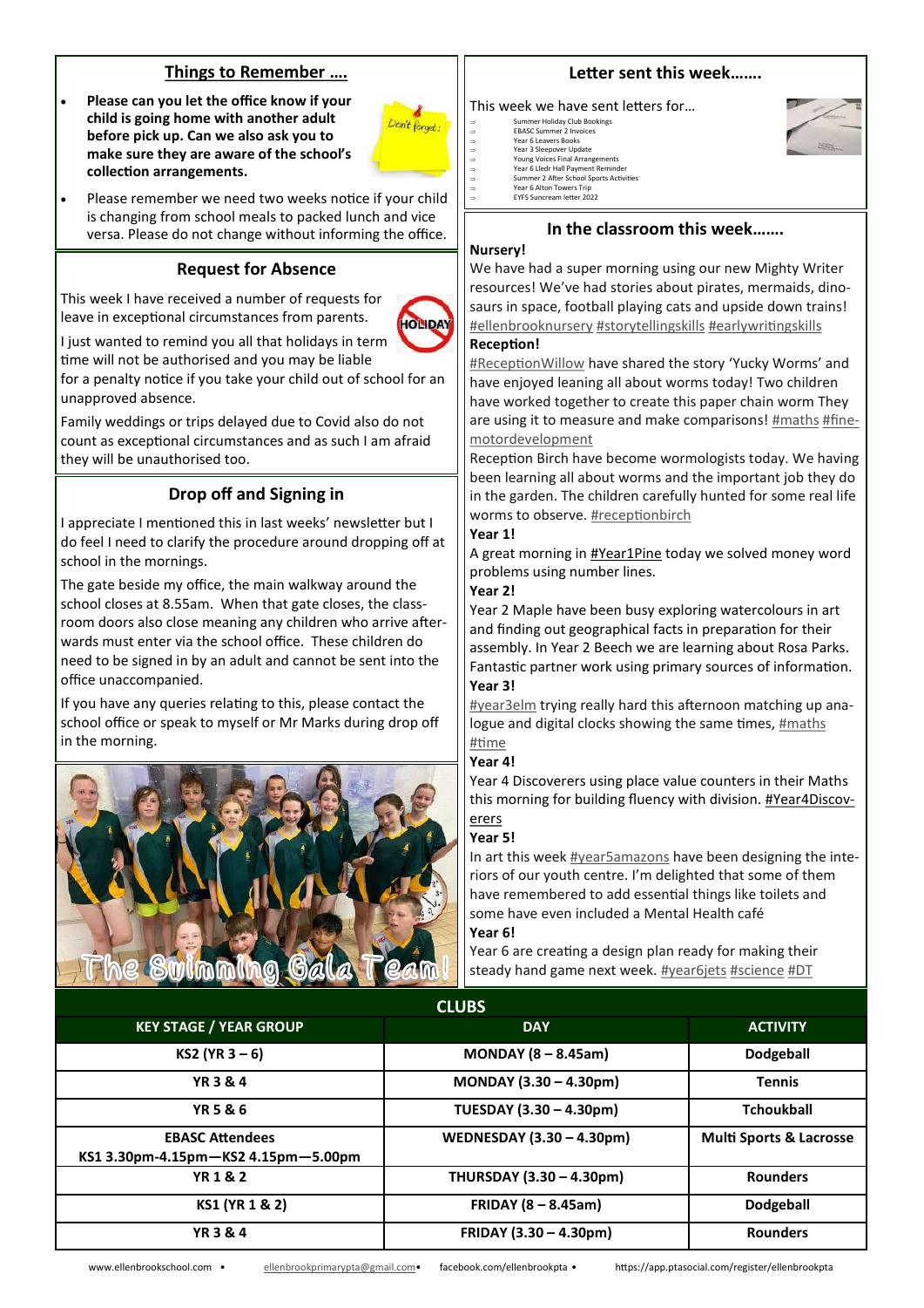## Things to Remember ….

- **Please can you let the office know if your child is going home with another adult before pick up. Can we also ask you to make sure they are aware of the school's collection arrangements.**
- Please remember we need two weeks notice if your child is changing from school meals to packed lunch and vice versa. Please do not change without informing the office.

## Request for Absence

This week I have received a number of requests for leave in exceptional circumstances from parents.

I just wanted to remind you all that holidays in term time will not be authorised and you may be liable for a penalty notice if you take your child out of school for an unapproved absence.

Family weddings or trips delayed due to Covid also do not count as exceptional circumstances and as such I am afraid they will be unauthorised too.

## Drop off and Signing in

I appreciate I mentioned this in last weeks' newsletter but I do feel I need to clarify the procedure around dropping off at school in the mornings.

The gate beside my office, the main walkway around the school closes at 8.55am. When that gate closes, the classroom doors also close meaning any children who arrive afterwards must enter via the school office. These children do need to be signed in by an adult and cannot be sent into the office unaccompanied.

If you have any queries relating to this, please contact the school office or speak to myself or Mr Marks during drop off in the morning.

The Swimming Gala Team!

## Letter sent this week…….

This week we have sent letters for…

- Summer Holiday Club Bookings
- EBASC Summer 2 Invoices
- Year 6 Leavers Books
- Year 3 Sleepover Update
- Young Voices Final Arrangements
- Year 6 Lledr Hall Payment Reminder
- Summer 2 After School Sports Activities
- Year 6 Alton Towers Trip
- EYFS Suncream letter 2022

## In the classroom this week…….

**Nursery!**

We have had a super morning using our new Mighty Writer resources! We've had stories about pirates, mermaids, dinosaurs in space, football playing cats and upside down trains! #ellenbrooknursery #storytellingskills #earlywritingskills

**Reception!**

#ReceptionWillow have shared the story 'Yucky Worms' and have enjoyed leaning all about worms today! Two children have worked together to create this paper chain worm They are using it to measure and make comparisons! #maths #fine-motordevelopment

Reception Birch have become wormologists today. We having been learning all about worms and the important job they do in the garden. The children carefully hunted for some real life worms to observe. #receptionbirch

**Year 1!**

A great morning in #Year1Pine today we solved money word problems using number lines.

**Year 2!**

Year 2 Maple have been busy exploring watercolours in art and finding out geographical facts in preparation for their assembly. In Year 2 Beech we are learning about Rosa Parks. Fantastic partner work using primary sources of information.

**Year 3!**

#year3elm trying really hard this afternoon matching up analogue and digital clocks showing the same times, #maths #time

**Year 4!**

Year 4 Discoverers using place value counters in their Maths this morning for building fluency with division. #Year4Discoverers

**Year 5!**

In art this week #year5amazons have been designing the interiors of our youth centre. I'm delighted that some of them have remembered to add essential things like toilets and some have even included a Mental Health café

**Year 6!**

Year 6 are creating a design plan ready for making their steady hand game next week. #year6jets #science #DT

## CLUBS

| KEY STAGE / YEAR GROUP | DAY | ACTIVITY |
|---|---|---|
| KS2 (YR 3 – 6) | MONDAY (8 – 8.45am) | Dodgeball |
| YR 3 & 4 | MONDAY (3.30 – 4.30pm) | Tennis |
| YR 5 & 6 | TUESDAY (3.30 – 4.30pm) | Tchoukball |
| EBASC Attendees KS1 3.30pm-4.15pm—KS2 4.15pm—5.00pm | WEDNESDAY (3.30 – 4.30pm) | Multi Sports & Lacrosse |
| YR 1 & 2 | THURSDAY (3.30 – 4.30pm) | Rounders |
| KS1 (YR 1 & 2) | FRIDAY (8 – 8.45am) | Dodgeball |
| YR 3 & 4 | FRIDAY (3.30 – 4.30pm) | Rounders |

www.ellenbrookschool.com • ellenbrookprimarypta@gmail.com • facebook.com/ellenbrookpta • https://app.ptasocial.com/register/ellenbrookpta